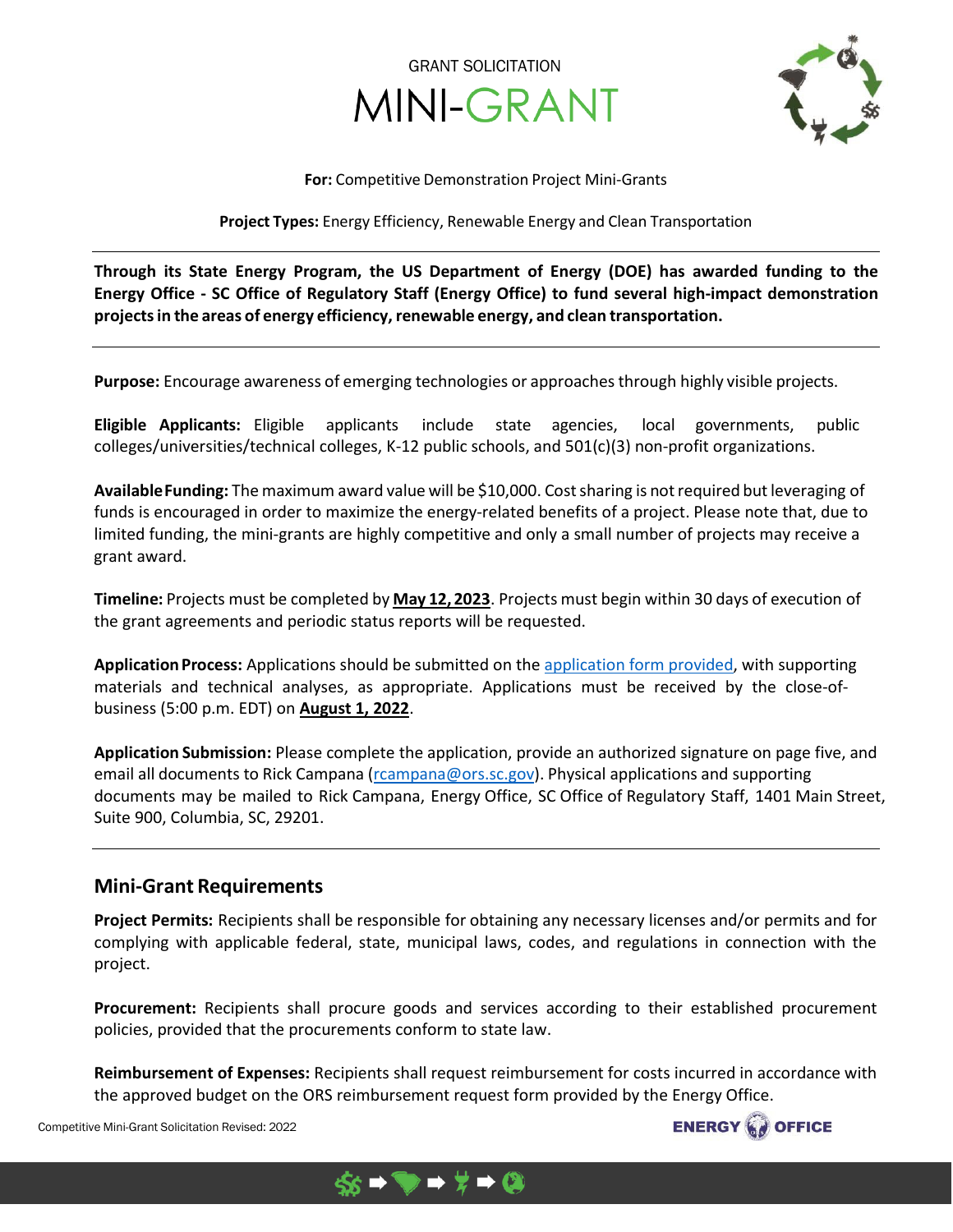GRANT SOLICITATION

# MINI-GRANT

**For:** Competitive Demonstration Project Mini-Grants

**Project Types:** Energy Efficiency, Renewable Energy and Clean Transportation

---

**Through its State Energy Program, the US Department of Energy (DOE) has awarded funding to the Energy Office - SC Office of Regulatory Staff (Energy Office) to fund several high-impact demonstration projects in the areas of energy efficiency, renewable energy, and clean transportation.**

---

**Purpose:** Encourage awareness of emerging technologies or approaches through highly visible projects.

**Eligible Applicants:** Eligible applicants include state agencies, local governments, public colleges/universities/technical colleges, K-12 public schools, and 501(c)(3) non-profit organizations.

**Available Funding:** The maximum award value will be $10,000. Cost sharing is not required but leveraging of funds is encouraged in order to maximize the energy-related benefits of a project. Please note that, due to limited funding, the mini-grants are highly competitive and only a small number of projects may receive a grant award.

**Timeline:** Projects must be completed by **May 12, 2023**. Projects must begin within 30 days of execution of the grant agreements and periodic status reports will be requested.

**Application Process:** Applications should be submitted on the application form provided, with supporting materials and technical analyses, as appropriate. Applications must be received by the close-of-business (5:00 p.m. EDT) on **August 1, 2022**.

**Application Submission:** Please complete the application, provide an authorized signature on page five, and email all documents to Rick Campana (rcampana@ors.sc.gov). Physical applications and supporting documents may be mailed to Rick Campana, Energy Office, SC Office of Regulatory Staff, 1401 Main Street, Suite 900, Columbia, SC, 29201.

---

## Mini-Grant Requirements

**Project Permits:** Recipients shall be responsible for obtaining any necessary licenses and/or permits and for complying with applicable federal, state, municipal laws, codes, and regulations in connection with the project.

**Procurement:** Recipients shall procure goods and services according to their established procurement policies, provided that the procurements conform to state law.

**Reimbursement of Expenses:** Recipients shall request reimbursement for costs incurred in accordance with the approved budget on the ORS reimbursement request form provided by the Energy Office.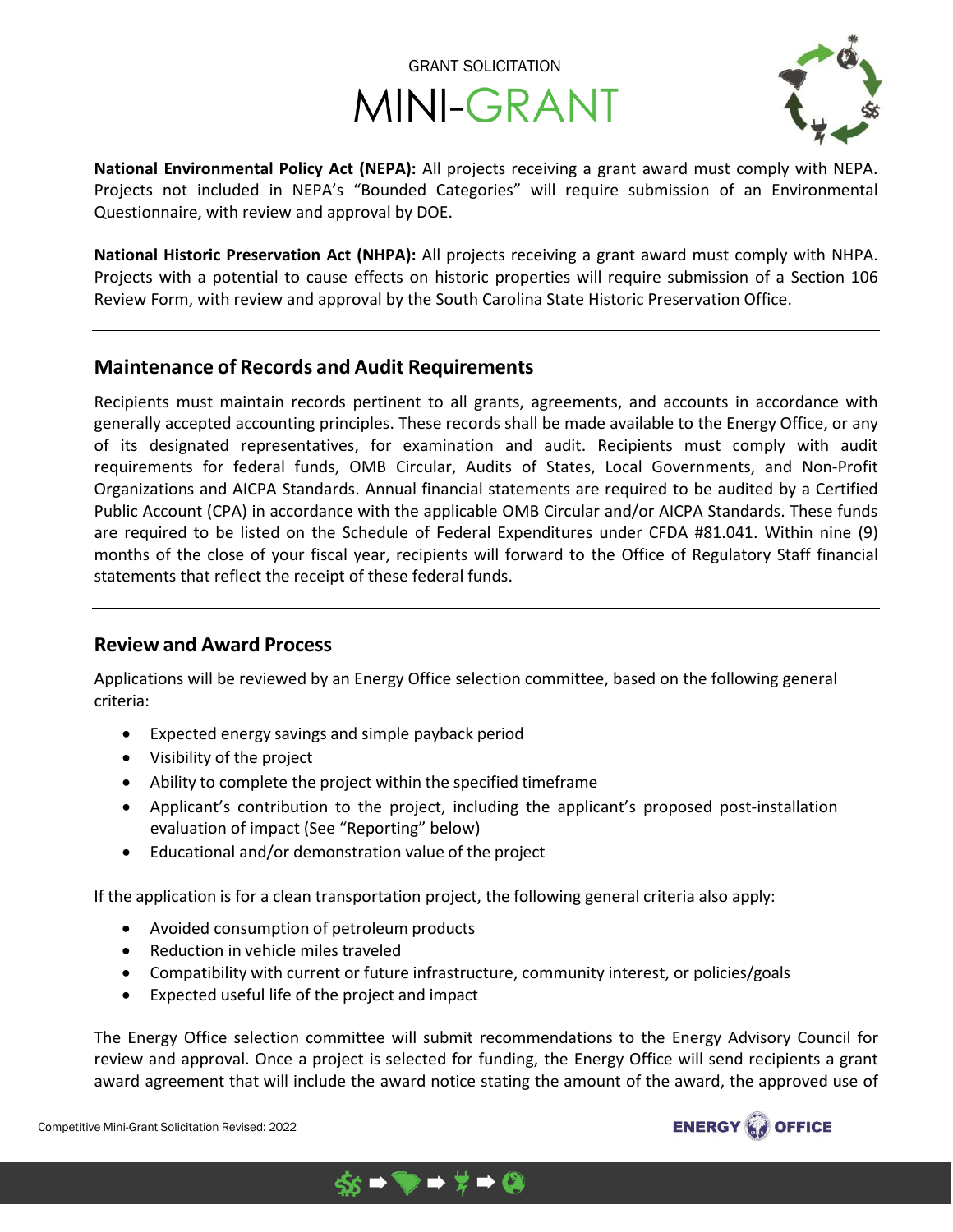**National Environmental Policy Act (NEPA):** All projects receiving a grant award must comply with NEPA. Projects not included in NEPA's "Bounded Categories" will require submission of an Environmental Questionnaire, with review and approval by DOE.

**National Historic Preservation Act (NHPA):** All projects receiving a grant award must comply with NHPA. Projects with a potential to cause effects on historic properties will require submission of a Section 106 Review Form, with review and approval by the South Carolina State Historic Preservation Office.

## Maintenance of Records and Audit Requirements

Recipients must maintain records pertinent to all grants, agreements, and accounts in accordance with generally accepted accounting principles. These records shall be made available to the Energy Office, or any of its designated representatives, for examination and audit. Recipients must comply with audit requirements for federal funds, OMB Circular, Audits of States, Local Governments, and Non-Profit Organizations and AICPA Standards. Annual financial statements are required to be audited by a Certified Public Account (CPA) in accordance with the applicable OMB Circular and/or AICPA Standards. These funds are required to be listed on the Schedule of Federal Expenditures under CFDA #81.041. Within nine (9) months of the close of your fiscal year, recipients will forward to the Office of Regulatory Staff financial statements that reflect the receipt of these federal funds.

## Review and Award Process

Applications will be reviewed by an Energy Office selection committee, based on the following general criteria:

- Expected energy savings and simple payback period
- Visibility of the project
- Ability to complete the project within the specified timeframe
- Applicant's contribution to the project, including the applicant's proposed post-installation evaluation of impact (See "Reporting" below)
- Educational and/or demonstration value of the project

If the application is for a clean transportation project, the following general criteria also apply:

- Avoided consumption of petroleum products
- Reduction in vehicle miles traveled
- Compatibility with current or future infrastructure, community interest, or policies/goals
- Expected useful life of the project and impact

The Energy Office selection committee will submit recommendations to the Energy Advisory Council for review and approval. Once a project is selected for funding, the Energy Office will send recipients a grant award agreement that will include the award notice stating the amount of the award, the approved use of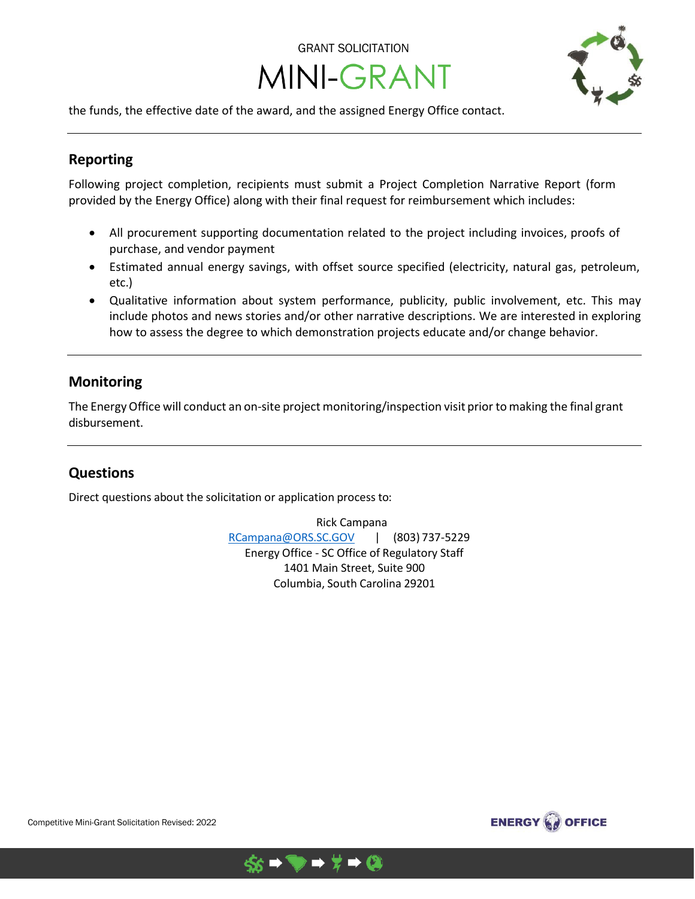the funds, the effective date of the award, and the assigned Energy Office contact.

## Reporting

Following project completion, recipients must submit a Project Completion Narrative Report (form provided by the Energy Office) along with their final request for reimbursement which includes:

- All procurement supporting documentation related to the project including invoices, proofs of purchase, and vendor payment
- Estimated annual energy savings, with offset source specified (electricity, natural gas, petroleum, etc.)
- Qualitative information about system performance, publicity, public involvement, etc. This may include photos and news stories and/or other narrative descriptions. We are interested in exploring how to assess the degree to which demonstration projects educate and/or change behavior.

## Monitoring

The Energy Office will conduct an on-site project monitoring/inspection visit prior to making the final grant disbursement.

## Questions

Direct questions about the solicitation or application process to:

Rick Campana
RCampana@ORS.SC.GOV | (803) 737-5229
Energy Office - SC Office of Regulatory Staff
1401 Main Street, Suite 900
Columbia, South Carolina 29201